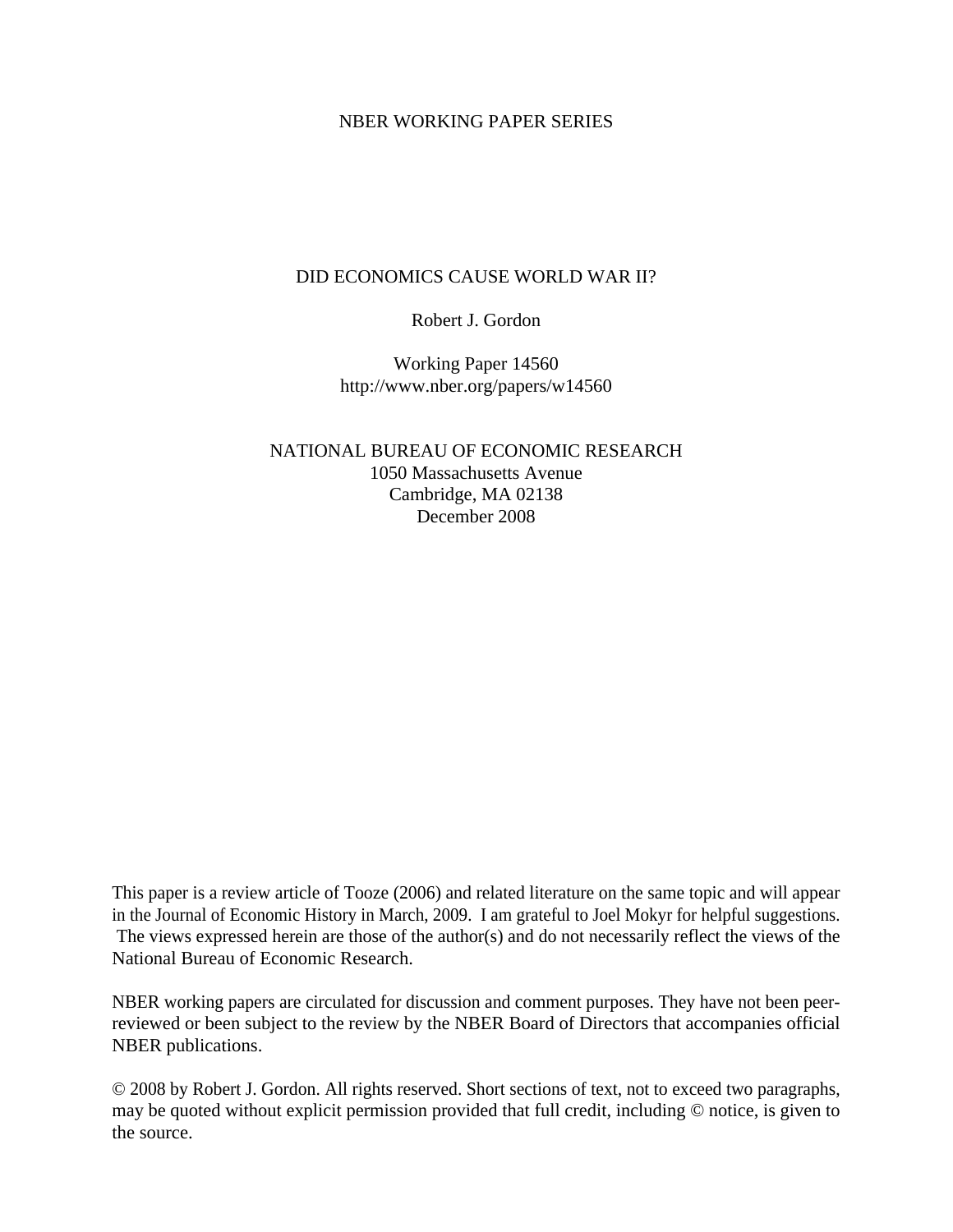NBER WORKING PAPER SERIES

# DID ECONOMICS CAUSE WORLD WAR II?

Robert J. Gordon

Working Paper 14560
http://www.nber.org/papers/w14560

NATIONAL BUREAU OF ECONOMIC RESEARCH
1050 Massachusetts Avenue
Cambridge, MA 02138
December 2008

This paper is a review article of Tooze (2006) and related literature on the same topic and will appear in the Journal of Economic History in March, 2009. I am grateful to Joel Mokyr for helpful suggestions. The views expressed herein are those of the author(s) and do not necessarily reflect the views of the National Bureau of Economic Research.

NBER working papers are circulated for discussion and comment purposes. They have not been peer-reviewed or been subject to the review by the NBER Board of Directors that accompanies official NBER publications.

© 2008 by Robert J. Gordon. All rights reserved. Short sections of text, not to exceed two paragraphs, may be quoted without explicit permission provided that full credit, including © notice, is given to the source.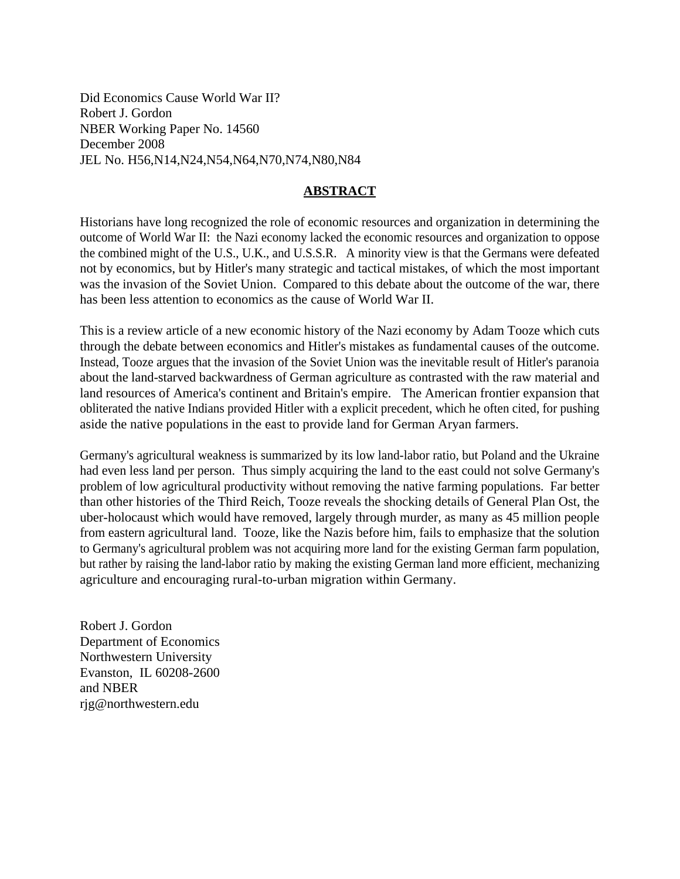Did Economics Cause World War II?
Robert J. Gordon
NBER Working Paper No. 14560
December 2008
JEL No. H56,N14,N24,N54,N64,N70,N74,N80,N84

## ABSTRACT

Historians have long recognized the role of economic resources and organization in determining the outcome of World War II: the Nazi economy lacked the economic resources and organization to oppose the combined might of the U.S., U.K., and U.S.S.R. A minority view is that the Germans were defeated not by economics, but by Hitler's many strategic and tactical mistakes, of which the most important was the invasion of the Soviet Union. Compared to this debate about the outcome of the war, there has been less attention to economics as the cause of World War II.

This is a review article of a new economic history of the Nazi economy by Adam Tooze which cuts through the debate between economics and Hitler's mistakes as fundamental causes of the outcome. Instead, Tooze argues that the invasion of the Soviet Union was the inevitable result of Hitler's paranoia about the land-starved backwardness of German agriculture as contrasted with the raw material and land resources of America's continent and Britain's empire. The American frontier expansion that obliterated the native Indians provided Hitler with a explicit precedent, which he often cited, for pushing aside the native populations in the east to provide land for German Aryan farmers.

Germany's agricultural weakness is summarized by its low land-labor ratio, but Poland and the Ukraine had even less land per person. Thus simply acquiring the land to the east could not solve Germany's problem of low agricultural productivity without removing the native farming populations. Far better than other histories of the Third Reich, Tooze reveals the shocking details of General Plan Ost, the uber-holocaust which would have removed, largely through murder, as many as 45 million people from eastern agricultural land. Tooze, like the Nazis before him, fails to emphasize that the solution to Germany's agricultural problem was not acquiring more land for the existing German farm population, but rather by raising the land-labor ratio by making the existing German land more efficient, mechanizing agriculture and encouraging rural-to-urban migration within Germany.

Robert J. Gordon
Department of Economics
Northwestern University
Evanston, IL 60208-2600
and NBER
rjg@northwestern.edu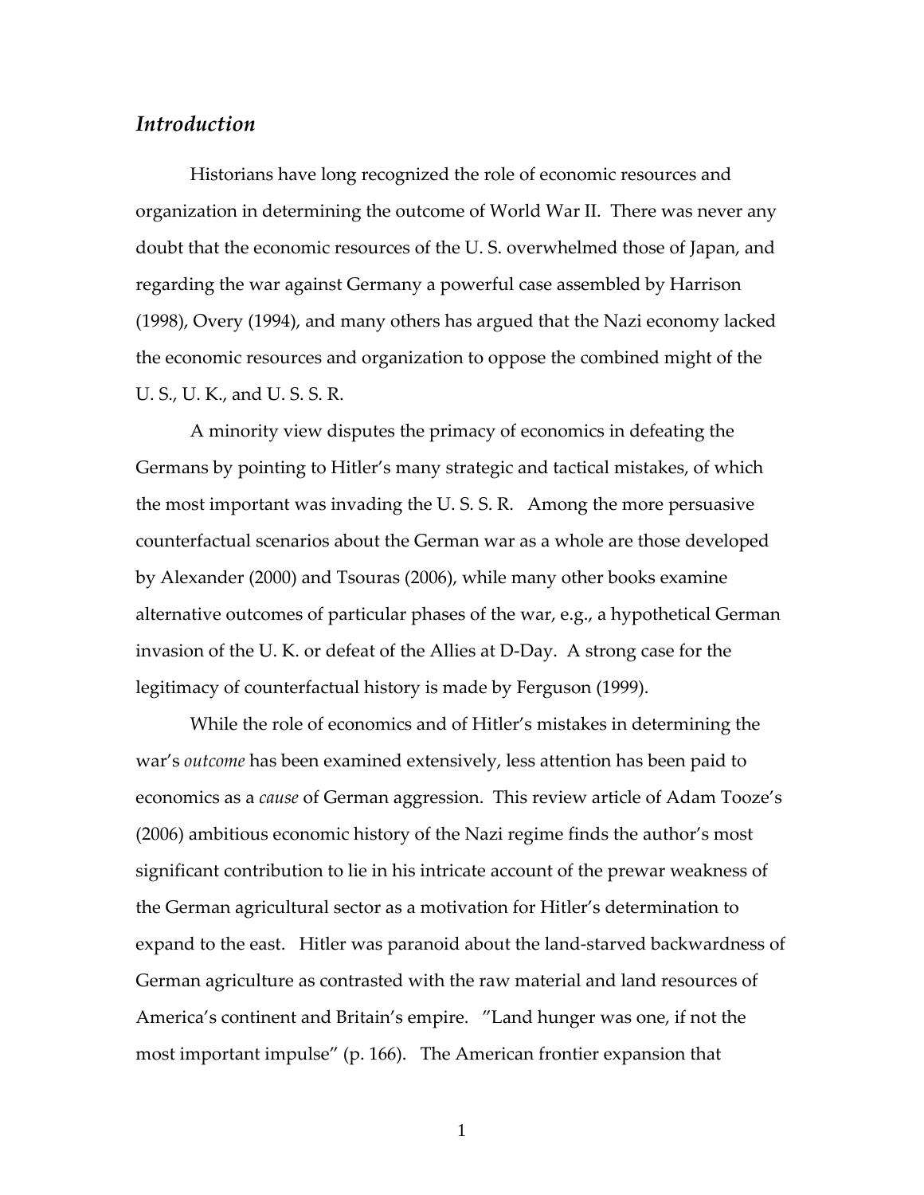## *Introduction*

Historians have long recognized the role of economic resources and organization in determining the outcome of World War II. There was never any doubt that the economic resources of the U. S. overwhelmed those of Japan, and regarding the war against Germany a powerful case assembled by Harrison (1998), Overy (1994), and many others has argued that the Nazi economy lacked the economic resources and organization to oppose the combined might of the U. S., U. K., and U. S. S. R.

A minority view disputes the primacy of economics in defeating the Germans by pointing to Hitler's many strategic and tactical mistakes, of which the most important was invading the U. S. S. R. Among the more persuasive counterfactual scenarios about the German war as a whole are those developed by Alexander (2000) and Tsouras (2006), while many other books examine alternative outcomes of particular phases of the war, e.g., a hypothetical German invasion of the U. K. or defeat of the Allies at D-Day. A strong case for the legitimacy of counterfactual history is made by Ferguson (1999).

While the role of economics and of Hitler's mistakes in determining the war's *outcome* has been examined extensively, less attention has been paid to economics as a *cause* of German aggression. This review article of Adam Tooze's (2006) ambitious economic history of the Nazi regime finds the author's most significant contribution to lie in his intricate account of the prewar weakness of the German agricultural sector as a motivation for Hitler's determination to expand to the east. Hitler was paranoid about the land-starved backwardness of German agriculture as contrasted with the raw material and land resources of America's continent and Britain's empire. "Land hunger was one, if not the most important impulse" (p. 166). The American frontier expansion that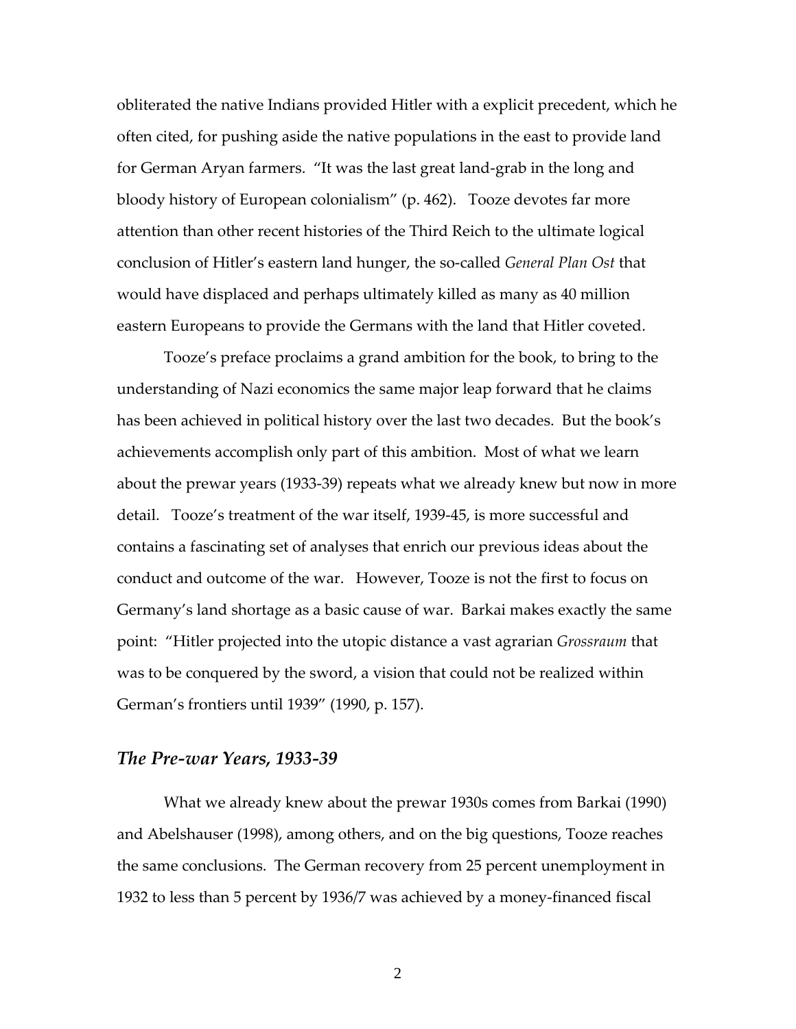obliterated the native Indians provided Hitler with a explicit precedent, which he often cited, for pushing aside the native populations in the east to provide land for German Aryan farmers. "It was the last great land-grab in the long and bloody history of European colonialism" (p. 462). Tooze devotes far more attention than other recent histories of the Third Reich to the ultimate logical conclusion of Hitler's eastern land hunger, the so-called *General Plan Ost* that would have displaced and perhaps ultimately killed as many as 40 million eastern Europeans to provide the Germans with the land that Hitler coveted.

Tooze's preface proclaims a grand ambition for the book, to bring to the understanding of Nazi economics the same major leap forward that he claims has been achieved in political history over the last two decades. But the book's achievements accomplish only part of this ambition. Most of what we learn about the prewar years (1933-39) repeats what we already knew but now in more detail. Tooze's treatment of the war itself, 1939-45, is more successful and contains a fascinating set of analyses that enrich our previous ideas about the conduct and outcome of the war. However, Tooze is not the first to focus on Germany's land shortage as a basic cause of war. Barkai makes exactly the same point: "Hitler projected into the utopic distance a vast agrarian *Grossraum* that was to be conquered by the sword, a vision that could not be realized within German's frontiers until 1939" (1990, p. 157).

## *The Pre-war Years, 1933-39*

What we already knew about the prewar 1930s comes from Barkai (1990) and Abelshauser (1998), among others, and on the big questions, Tooze reaches the same conclusions. The German recovery from 25 percent unemployment in 1932 to less than 5 percent by 1936/7 was achieved by a money-financed fiscal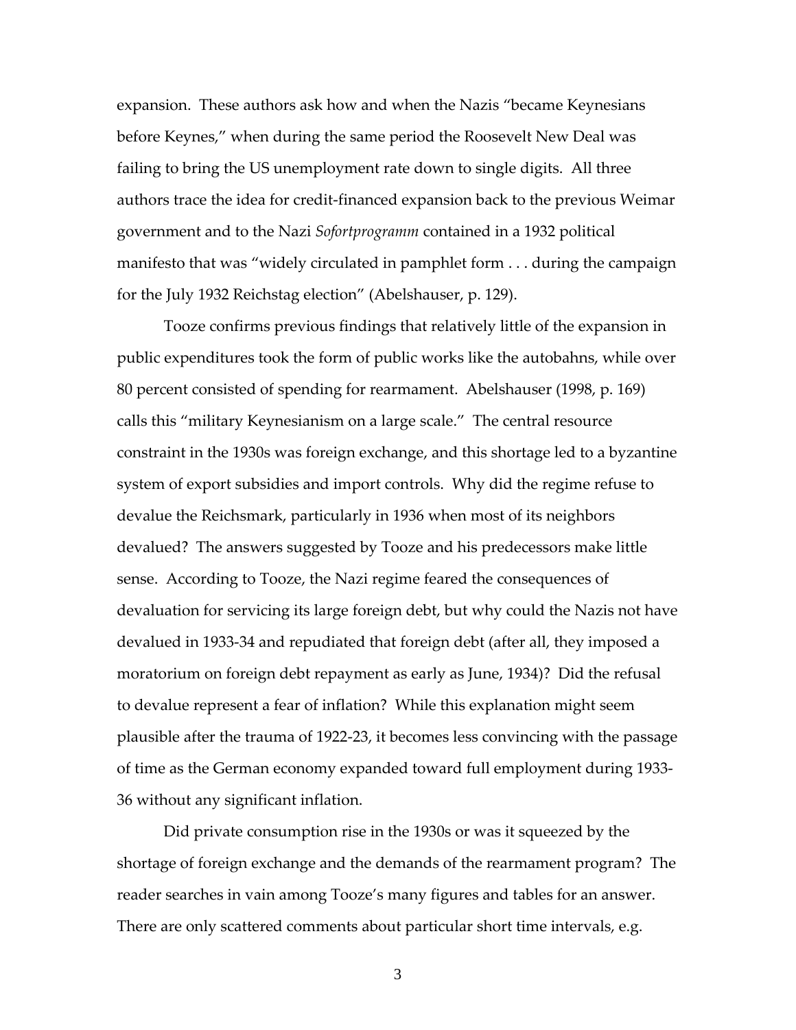expansion. These authors ask how and when the Nazis "became Keynesians before Keynes," when during the same period the Roosevelt New Deal was failing to bring the US unemployment rate down to single digits. All three authors trace the idea for credit-financed expansion back to the previous Weimar government and to the Nazi *Sofortprogramm* contained in a 1932 political manifesto that was "widely circulated in pamphlet form . . . during the campaign for the July 1932 Reichstag election" (Abelshauser, p. 129).

Tooze confirms previous findings that relatively little of the expansion in public expenditures took the form of public works like the autobahns, while over 80 percent consisted of spending for rearmament. Abelshauser (1998, p. 169) calls this "military Keynesianism on a large scale." The central resource constraint in the 1930s was foreign exchange, and this shortage led to a byzantine system of export subsidies and import controls. Why did the regime refuse to devalue the Reichsmark, particularly in 1936 when most of its neighbors devalued? The answers suggested by Tooze and his predecessors make little sense. According to Tooze, the Nazi regime feared the consequences of devaluation for servicing its large foreign debt, but why could the Nazis not have devalued in 1933-34 and repudiated that foreign debt (after all, they imposed a moratorium on foreign debt repayment as early as June, 1934)? Did the refusal to devalue represent a fear of inflation? While this explanation might seem plausible after the trauma of 1922-23, it becomes less convincing with the passage of time as the German economy expanded toward full employment during 1933-36 without any significant inflation.

Did private consumption rise in the 1930s or was it squeezed by the shortage of foreign exchange and the demands of the rearmament program? The reader searches in vain among Tooze's many figures and tables for an answer. There are only scattered comments about particular short time intervals, e.g.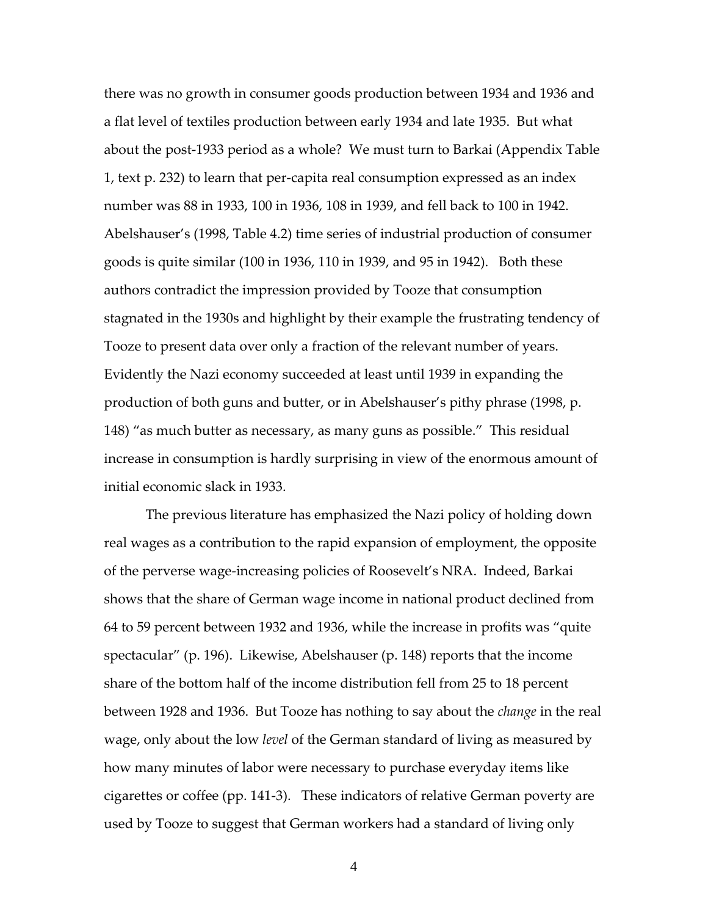there was no growth in consumer goods production between 1934 and 1936 and a flat level of textiles production between early 1934 and late 1935. But what about the post-1933 period as a whole? We must turn to Barkai (Appendix Table 1, text p. 232) to learn that per-capita real consumption expressed as an index number was 88 in 1933, 100 in 1936, 108 in 1939, and fell back to 100 in 1942. Abelshauser's (1998, Table 4.2) time series of industrial production of consumer goods is quite similar (100 in 1936, 110 in 1939, and 95 in 1942). Both these authors contradict the impression provided by Tooze that consumption stagnated in the 1930s and highlight by their example the frustrating tendency of Tooze to present data over only a fraction of the relevant number of years. Evidently the Nazi economy succeeded at least until 1939 in expanding the production of both guns and butter, or in Abelshauser's pithy phrase (1998, p. 148) "as much butter as necessary, as many guns as possible." This residual increase in consumption is hardly surprising in view of the enormous amount of initial economic slack in 1933.

The previous literature has emphasized the Nazi policy of holding down real wages as a contribution to the rapid expansion of employment, the opposite of the perverse wage-increasing policies of Roosevelt's NRA. Indeed, Barkai shows that the share of German wage income in national product declined from 64 to 59 percent between 1932 and 1936, while the increase in profits was "quite spectacular" (p. 196). Likewise, Abelshauser (p. 148) reports that the income share of the bottom half of the income distribution fell from 25 to 18 percent between 1928 and 1936. But Tooze has nothing to say about the *change* in the real wage, only about the low *level* of the German standard of living as measured by how many minutes of labor were necessary to purchase everyday items like cigarettes or coffee (pp. 141-3). These indicators of relative German poverty are used by Tooze to suggest that German workers had a standard of living only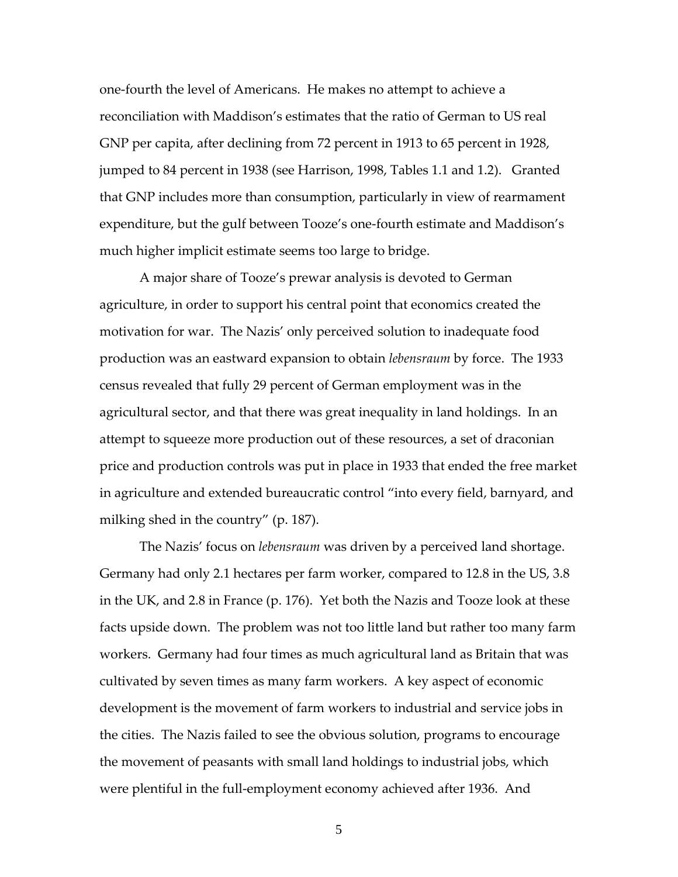one-fourth the level of Americans. He makes no attempt to achieve a reconciliation with Maddison's estimates that the ratio of German to US real GNP per capita, after declining from 72 percent in 1913 to 65 percent in 1928, jumped to 84 percent in 1938 (see Harrison, 1998, Tables 1.1 and 1.2). Granted that GNP includes more than consumption, particularly in view of rearmament expenditure, but the gulf between Tooze's one-fourth estimate and Maddison's much higher implicit estimate seems too large to bridge.

A major share of Tooze's prewar analysis is devoted to German agriculture, in order to support his central point that economics created the motivation for war. The Nazis' only perceived solution to inadequate food production was an eastward expansion to obtain *lebensraum* by force. The 1933 census revealed that fully 29 percent of German employment was in the agricultural sector, and that there was great inequality in land holdings. In an attempt to squeeze more production out of these resources, a set of draconian price and production controls was put in place in 1933 that ended the free market in agriculture and extended bureaucratic control "into every field, barnyard, and milking shed in the country" (p. 187).

The Nazis' focus on *lebensraum* was driven by a perceived land shortage. Germany had only 2.1 hectares per farm worker, compared to 12.8 in the US, 3.8 in the UK, and 2.8 in France (p. 176). Yet both the Nazis and Tooze look at these facts upside down. The problem was not too little land but rather too many farm workers. Germany had four times as much agricultural land as Britain that was cultivated by seven times as many farm workers. A key aspect of economic development is the movement of farm workers to industrial and service jobs in the cities. The Nazis failed to see the obvious solution, programs to encourage the movement of peasants with small land holdings to industrial jobs, which were plentiful in the full-employment economy achieved after 1936. And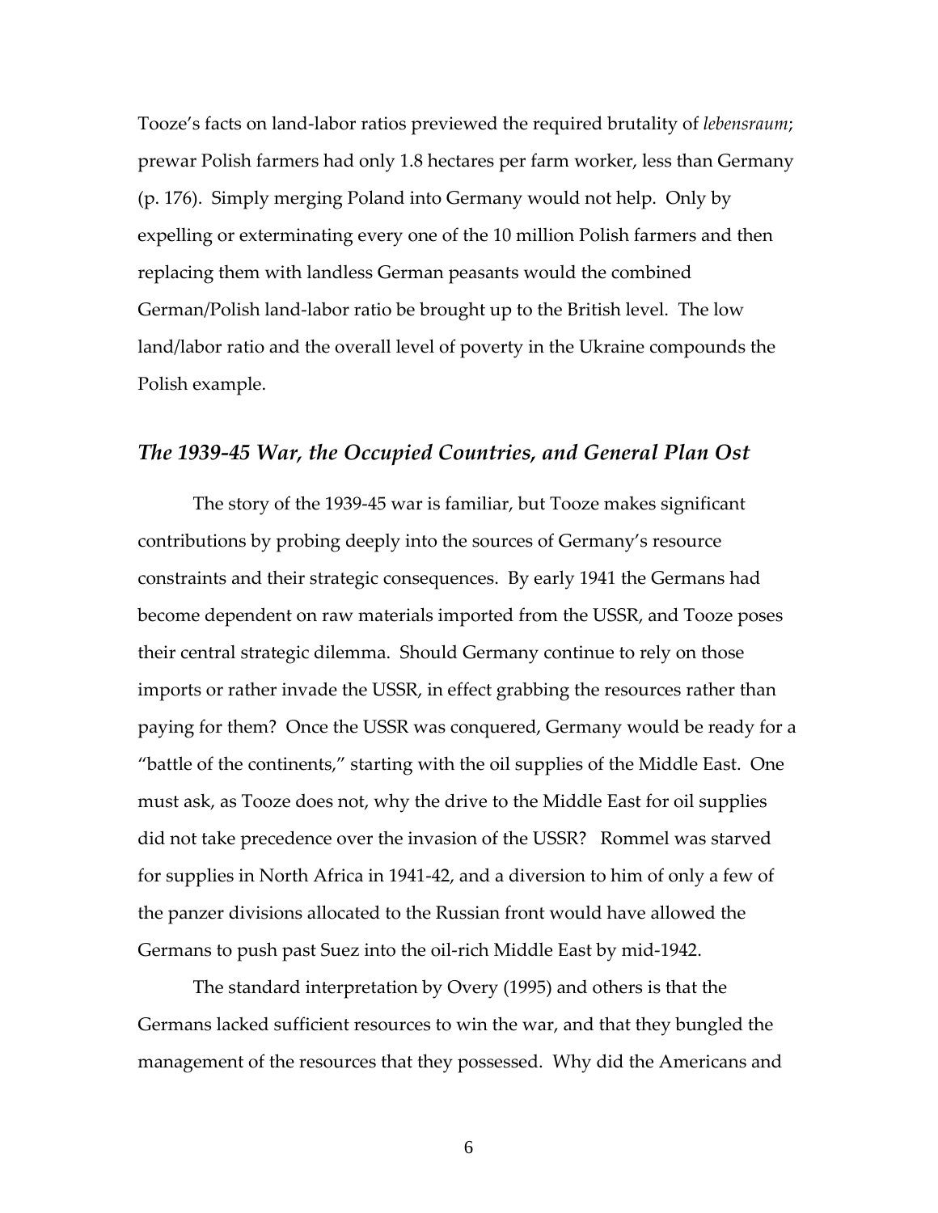Tooze's facts on land-labor ratios previewed the required brutality of *lebensraum*; prewar Polish farmers had only 1.8 hectares per farm worker, less than Germany (p. 176). Simply merging Poland into Germany would not help. Only by expelling or exterminating every one of the 10 million Polish farmers and then replacing them with landless German peasants would the combined German/Polish land-labor ratio be brought up to the British level. The low land/labor ratio and the overall level of poverty in the Ukraine compounds the Polish example.

## *The 1939-45 War, the Occupied Countries, and General Plan Ost*

The story of the 1939-45 war is familiar, but Tooze makes significant contributions by probing deeply into the sources of Germany's resource constraints and their strategic consequences. By early 1941 the Germans had become dependent on raw materials imported from the USSR, and Tooze poses their central strategic dilemma. Should Germany continue to rely on those imports or rather invade the USSR, in effect grabbing the resources rather than paying for them? Once the USSR was conquered, Germany would be ready for a "battle of the continents," starting with the oil supplies of the Middle East. One must ask, as Tooze does not, why the drive to the Middle East for oil supplies did not take precedence over the invasion of the USSR? Rommel was starved for supplies in North Africa in 1941-42, and a diversion to him of only a few of the panzer divisions allocated to the Russian front would have allowed the Germans to push past Suez into the oil-rich Middle East by mid-1942.

The standard interpretation by Overy (1995) and others is that the Germans lacked sufficient resources to win the war, and that they bungled the management of the resources that they possessed. Why did the Americans and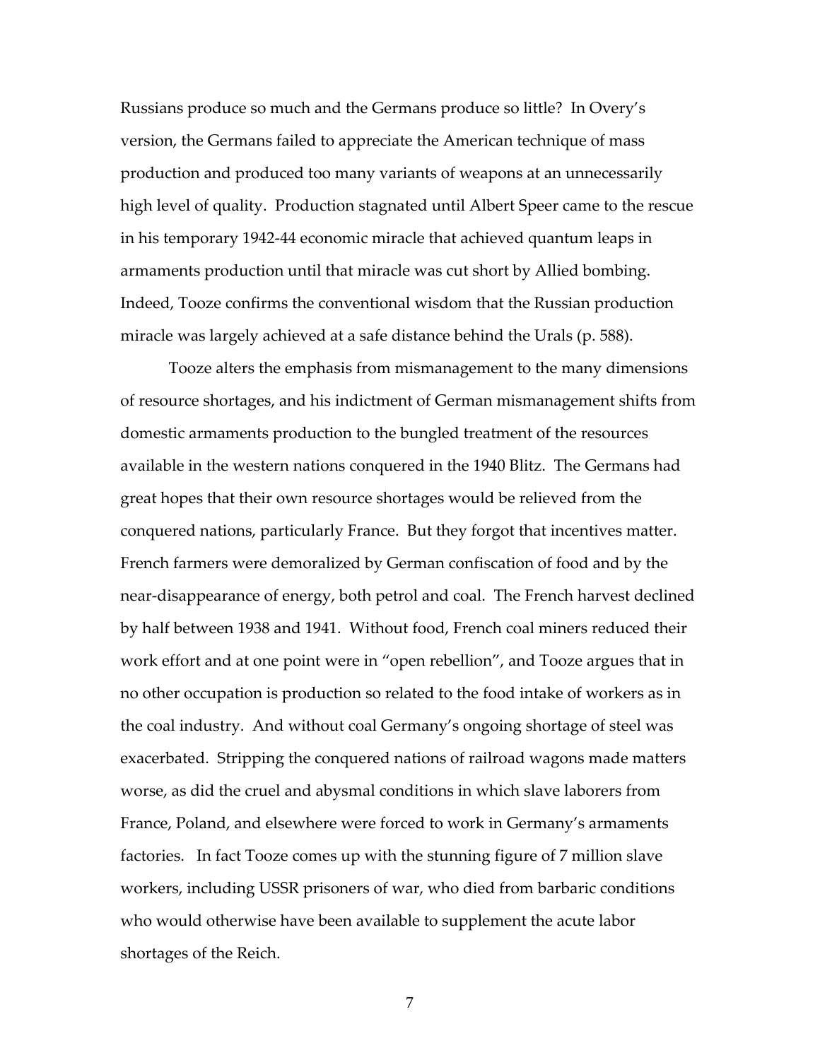Russians produce so much and the Germans produce so little? In Overy's version, the Germans failed to appreciate the American technique of mass production and produced too many variants of weapons at an unnecessarily high level of quality. Production stagnated until Albert Speer came to the rescue in his temporary 1942-44 economic miracle that achieved quantum leaps in armaments production until that miracle was cut short by Allied bombing. Indeed, Tooze confirms the conventional wisdom that the Russian production miracle was largely achieved at a safe distance behind the Urals (p. 588).

Tooze alters the emphasis from mismanagement to the many dimensions of resource shortages, and his indictment of German mismanagement shifts from domestic armaments production to the bungled treatment of the resources available in the western nations conquered in the 1940 Blitz. The Germans had great hopes that their own resource shortages would be relieved from the conquered nations, particularly France. But they forgot that incentives matter. French farmers were demoralized by German confiscation of food and by the near-disappearance of energy, both petrol and coal. The French harvest declined by half between 1938 and 1941. Without food, French coal miners reduced their work effort and at one point were in "open rebellion", and Tooze argues that in no other occupation is production so related to the food intake of workers as in the coal industry. And without coal Germany's ongoing shortage of steel was exacerbated. Stripping the conquered nations of railroad wagons made matters worse, as did the cruel and abysmal conditions in which slave laborers from France, Poland, and elsewhere were forced to work in Germany's armaments factories. In fact Tooze comes up with the stunning figure of 7 million slave workers, including USSR prisoners of war, who died from barbaric conditions who would otherwise have been available to supplement the acute labor shortages of the Reich.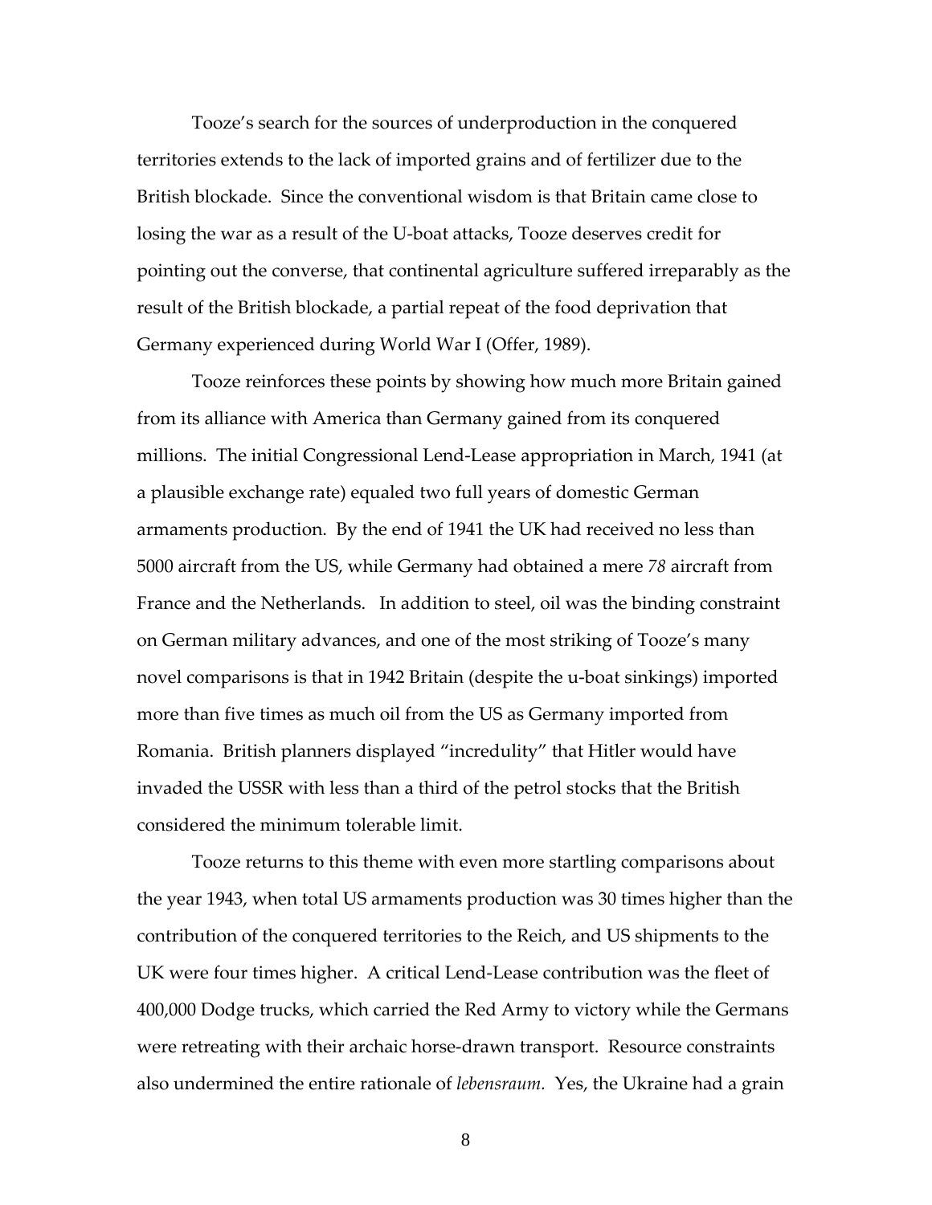Tooze's search for the sources of underproduction in the conquered territories extends to the lack of imported grains and of fertilizer due to the British blockade. Since the conventional wisdom is that Britain came close to losing the war as a result of the U-boat attacks, Tooze deserves credit for pointing out the converse, that continental agriculture suffered irreparably as the result of the British blockade, a partial repeat of the food deprivation that Germany experienced during World War I (Offer, 1989).

Tooze reinforces these points by showing how much more Britain gained from its alliance with America than Germany gained from its conquered millions. The initial Congressional Lend-Lease appropriation in March, 1941 (at a plausible exchange rate) equaled two full years of domestic German armaments production. By the end of 1941 the UK had received no less than 5000 aircraft from the US, while Germany had obtained a mere *78* aircraft from France and the Netherlands. In addition to steel, oil was the binding constraint on German military advances, and one of the most striking of Tooze's many novel comparisons is that in 1942 Britain (despite the u-boat sinkings) imported more than five times as much oil from the US as Germany imported from Romania. British planners displayed "incredulity" that Hitler would have invaded the USSR with less than a third of the petrol stocks that the British considered the minimum tolerable limit.

Tooze returns to this theme with even more startling comparisons about the year 1943, when total US armaments production was 30 times higher than the contribution of the conquered territories to the Reich, and US shipments to the UK were four times higher. A critical Lend-Lease contribution was the fleet of 400,000 Dodge trucks, which carried the Red Army to victory while the Germans were retreating with their archaic horse-drawn transport. Resource constraints also undermined the entire rationale of *lebensraum.* Yes, the Ukraine had a grain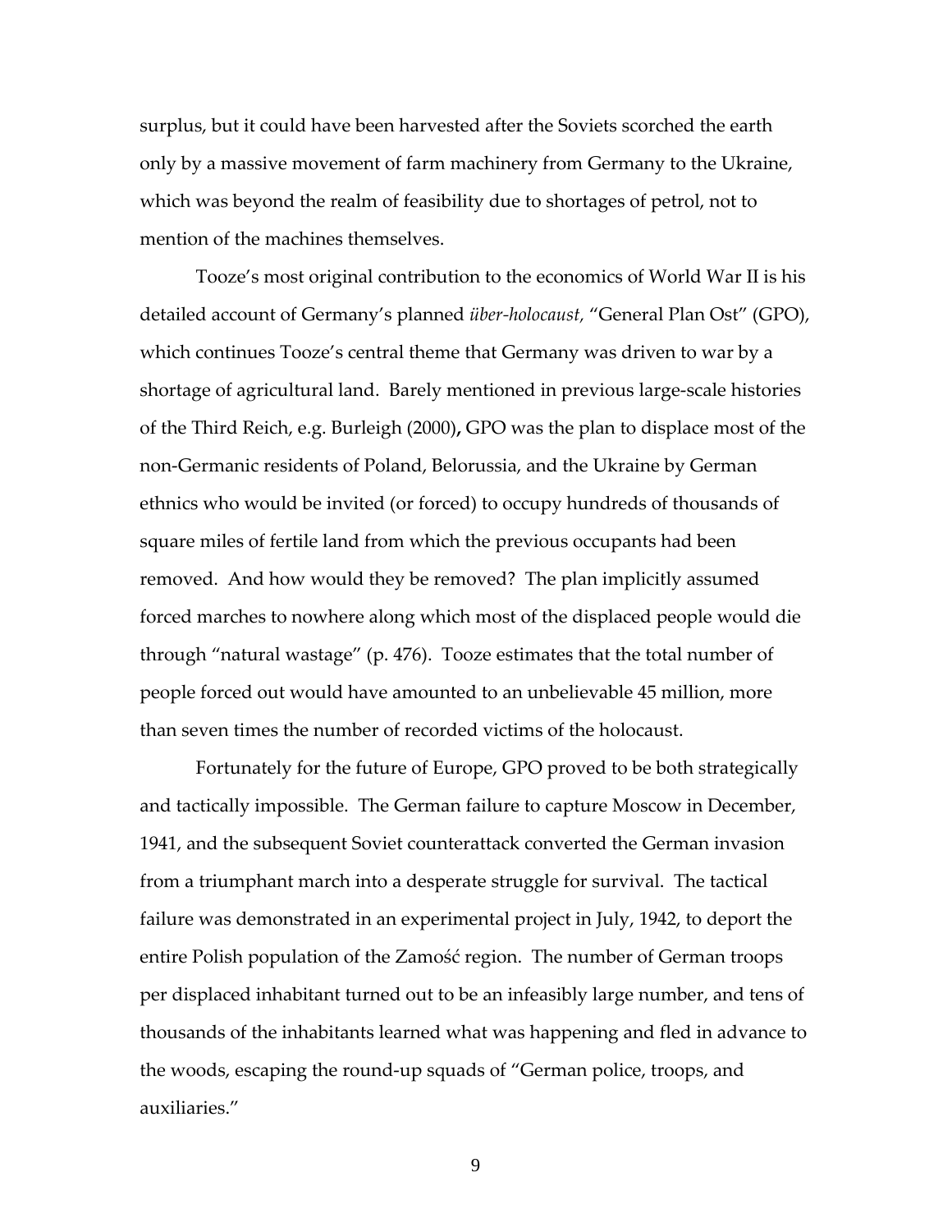surplus, but it could have been harvested after the Soviets scorched the earth only by a massive movement of farm machinery from Germany to the Ukraine, which was beyond the realm of feasibility due to shortages of petrol, not to mention of the machines themselves.

Tooze's most original contribution to the economics of World War II is his detailed account of Germany's planned *über-holocaust,* "General Plan Ost" (GPO), which continues Tooze's central theme that Germany was driven to war by a shortage of agricultural land. Barely mentioned in previous large-scale histories of the Third Reich, e.g. Burleigh (2000)**,** GPO was the plan to displace most of the non-Germanic residents of Poland, Belorussia, and the Ukraine by German ethnics who would be invited (or forced) to occupy hundreds of thousands of square miles of fertile land from which the previous occupants had been removed. And how would they be removed? The plan implicitly assumed forced marches to nowhere along which most of the displaced people would die through "natural wastage" (p. 476). Tooze estimates that the total number of people forced out would have amounted to an unbelievable 45 million, more than seven times the number of recorded victims of the holocaust.

Fortunately for the future of Europe, GPO proved to be both strategically and tactically impossible. The German failure to capture Moscow in December, 1941, and the subsequent Soviet counterattack converted the German invasion from a triumphant march into a desperate struggle for survival. The tactical failure was demonstrated in an experimental project in July, 1942, to deport the entire Polish population of the Zamość region. The number of German troops per displaced inhabitant turned out to be an infeasibly large number, and tens of thousands of the inhabitants learned what was happening and fled in advance to the woods, escaping the round-up squads of "German police, troops, and auxiliaries."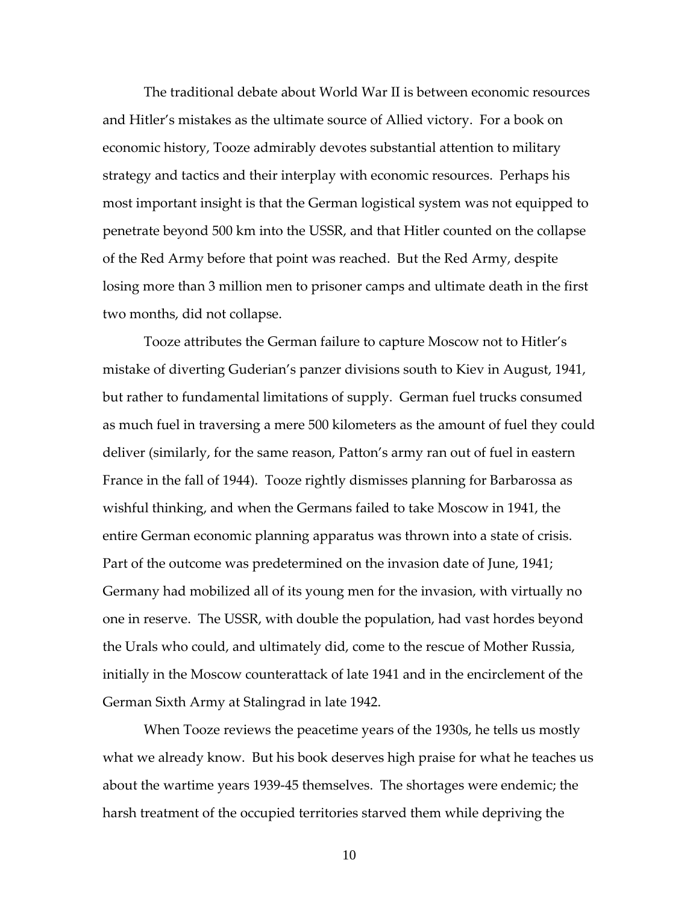The traditional debate about World War II is between economic resources and Hitler's mistakes as the ultimate source of Allied victory. For a book on economic history, Tooze admirably devotes substantial attention to military strategy and tactics and their interplay with economic resources. Perhaps his most important insight is that the German logistical system was not equipped to penetrate beyond 500 km into the USSR, and that Hitler counted on the collapse of the Red Army before that point was reached. But the Red Army, despite losing more than 3 million men to prisoner camps and ultimate death in the first two months, did not collapse.

Tooze attributes the German failure to capture Moscow not to Hitler's mistake of diverting Guderian's panzer divisions south to Kiev in August, 1941, but rather to fundamental limitations of supply. German fuel trucks consumed as much fuel in traversing a mere 500 kilometers as the amount of fuel they could deliver (similarly, for the same reason, Patton's army ran out of fuel in eastern France in the fall of 1944). Tooze rightly dismisses planning for Barbarossa as wishful thinking, and when the Germans failed to take Moscow in 1941, the entire German economic planning apparatus was thrown into a state of crisis. Part of the outcome was predetermined on the invasion date of June, 1941; Germany had mobilized all of its young men for the invasion, with virtually no one in reserve. The USSR, with double the population, had vast hordes beyond the Urals who could, and ultimately did, come to the rescue of Mother Russia, initially in the Moscow counterattack of late 1941 and in the encirclement of the German Sixth Army at Stalingrad in late 1942.

When Tooze reviews the peacetime years of the 1930s, he tells us mostly what we already know. But his book deserves high praise for what he teaches us about the wartime years 1939-45 themselves. The shortages were endemic; the harsh treatment of the occupied territories starved them while depriving the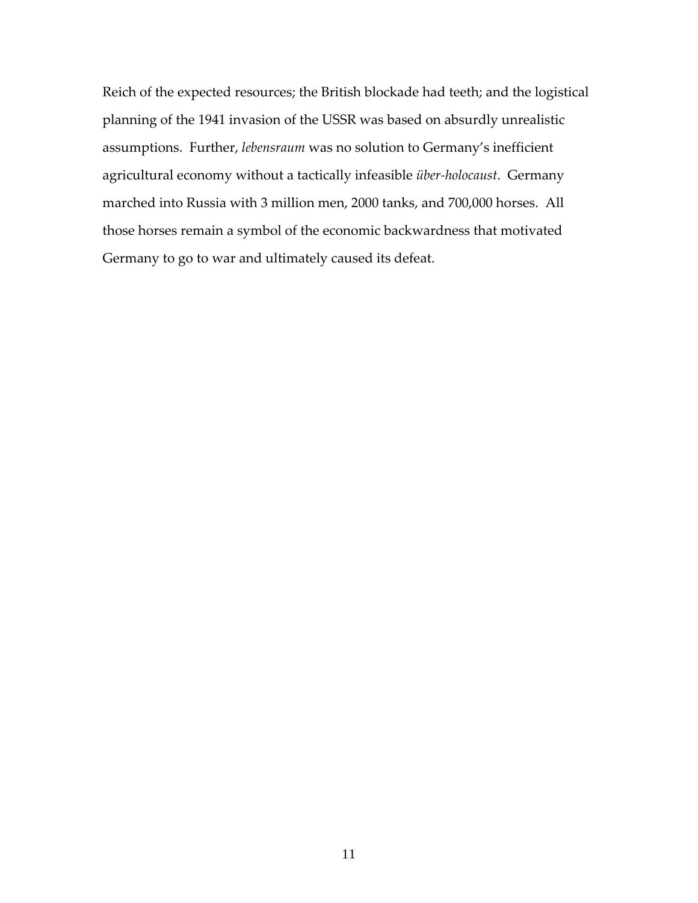Reich of the expected resources; the British blockade had teeth; and the logistical planning of the 1941 invasion of the USSR was based on absurdly unrealistic assumptions. Further, *lebensraum* was no solution to Germany's inefficient agricultural economy without a tactically infeasible *über-holocaust*. Germany marched into Russia with 3 million men, 2000 tanks, and 700,000 horses. All those horses remain a symbol of the economic backwardness that motivated Germany to go to war and ultimately caused its defeat.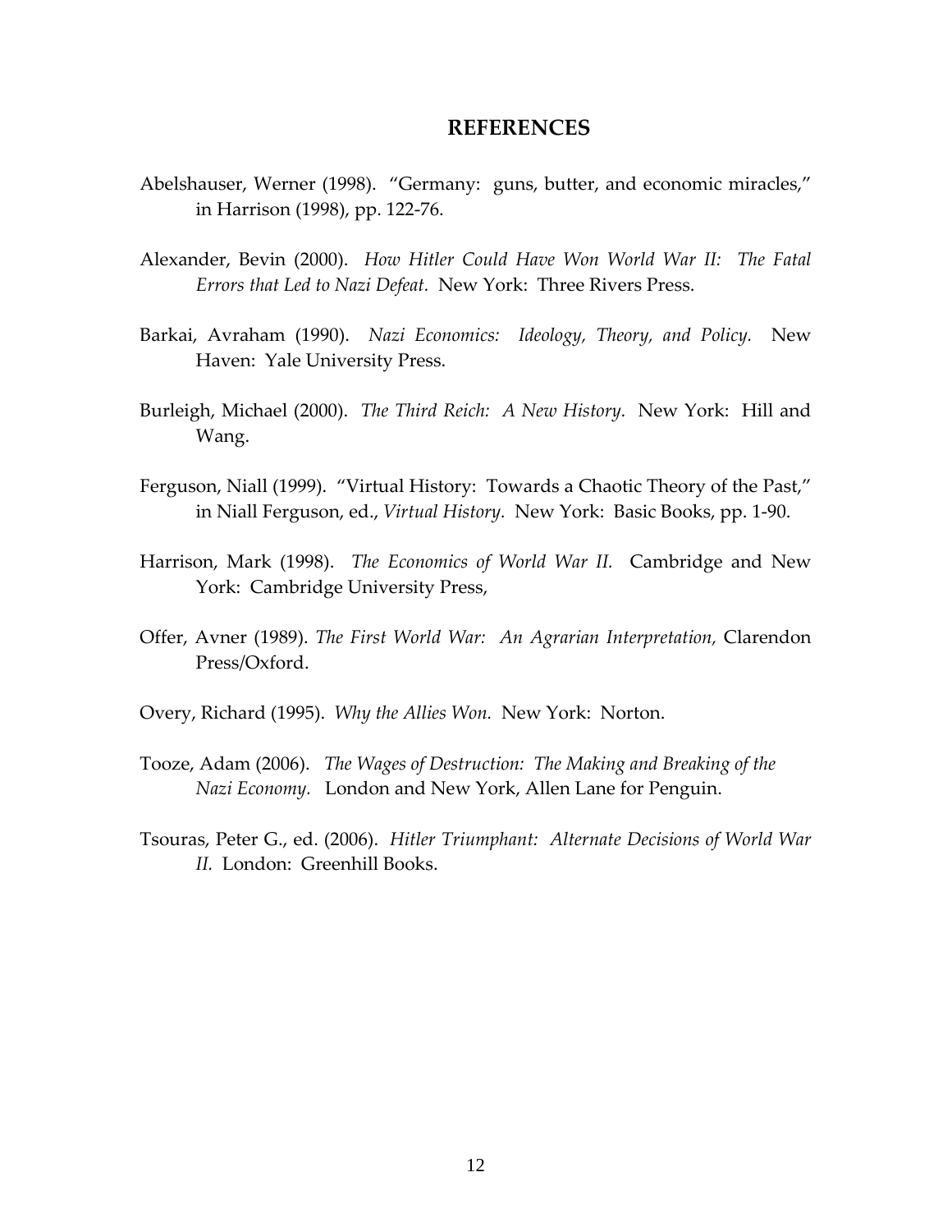## REFERENCES

Abelshauser, Werner (1998). "Germany: guns, butter, and economic miracles," in Harrison (1998), pp. 122-76.

Alexander, Bevin (2000). *How Hitler Could Have Won World War II: The Fatal Errors that Led to Nazi Defeat.* New York: Three Rivers Press.

Barkai, Avraham (1990). *Nazi Economics: Ideology, Theory, and Policy.* New Haven: Yale University Press.

Burleigh, Michael (2000). *The Third Reich: A New History.* New York: Hill and Wang.

Ferguson, Niall (1999). "Virtual History: Towards a Chaotic Theory of the Past," in Niall Ferguson, ed., *Virtual History*. New York: Basic Books, pp. 1-90.

Harrison, Mark (1998). *The Economics of World War II.* Cambridge and New York: Cambridge University Press,

Offer, Avner (1989). *The First World War: An Agrarian Interpretation,* Clarendon Press/Oxford.

Overy, Richard (1995). *Why the Allies Won.* New York: Norton.

Tooze, Adam (2006). *The Wages of Destruction: The Making and Breaking of the Nazi Economy.* London and New York, Allen Lane for Penguin.

Tsouras, Peter G., ed. (2006). *Hitler Triumphant: Alternate Decisions of World War II.* London: Greenhill Books.